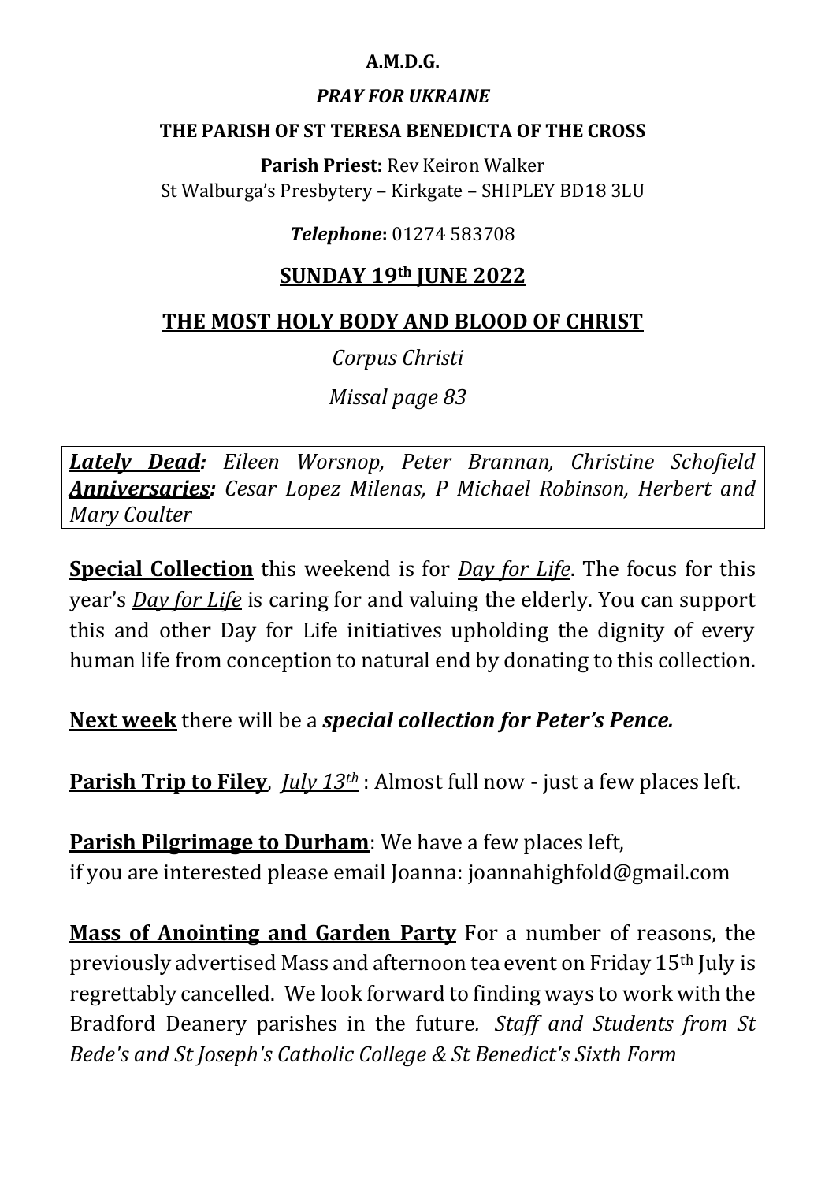**A.M.D.G.**

***PRAY FOR UKRAINE***

**THE PARISH OF ST TERESA BENEDICTA OF THE CROSS**

**Parish Priest:** Rev Keiron Walker
St Walburga's Presbytery – Kirkgate – SHIPLEY BD18 3LU

***Telephone*:** 01274 583708

## SUNDAY 19th JUNE 2022

## THE MOST HOLY BODY AND BLOOD OF CHRIST

*Corpus Christi*

*Missal page 83*

***Lately Dead:*** *Eileen Worsnop, Peter Brannan, Christine Schofield*
***Anniversaries:*** *Cesar Lopez Milenas, P Michael Robinson, Herbert and Mary Coulter*

**Special Collection** this weekend is for *Day for Life*. The focus for this year's *Day for Life* is caring for and valuing the elderly. You can support this and other Day for Life initiatives upholding the dignity of every human life from conception to natural end by donating to this collection.

**Next week** there will be a ***special collection for Peter's Pence.***

**Parish Trip to Filey**, *July 13th* : Almost full now - just a few places left.

**Parish Pilgrimage to Durham**: We have a few places left,
if you are interested please email Joanna: joannahighfold@gmail.com

**Mass of Anointing and Garden Party** For a number of reasons, the previously advertised Mass and afternoon tea event on Friday 15th July is regrettably cancelled. We look forward to finding ways to work with the Bradford Deanery parishes in the future. *Staff and Students from St Bede's and St Joseph's Catholic College & St Benedict's Sixth Form*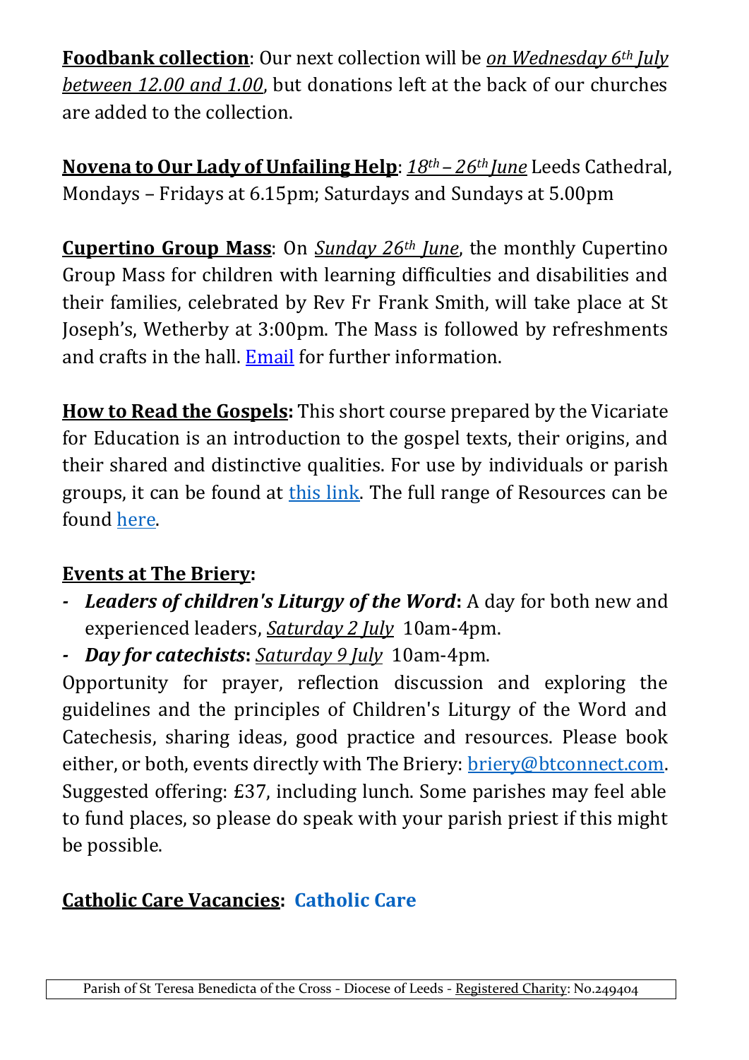**Foodbank collection**: Our next collection will be *on Wednesday 6th July between 12.00 and 1.00*, but donations left at the back of our churches are added to the collection.

**Novena to Our Lady of Unfailing Help**: *18th – 26th June* Leeds Cathedral, Mondays – Fridays at 6.15pm; Saturdays and Sundays at 5.00pm

**Cupertino Group Mass**: On *Sunday 26th June*, the monthly Cupertino Group Mass for children with learning difficulties and disabilities and their families, celebrated by Rev Fr Frank Smith, will take place at St Joseph's, Wetherby at 3:00pm. The Mass is followed by refreshments and crafts in the hall. Email for further information.

**How to Read the Gospels:** This short course prepared by the Vicariate for Education is an introduction to the gospel texts, their origins, and their shared and distinctive qualities. For use by individuals or parish groups, it can be found at this link. The full range of Resources can be found here.

**Events at The Briery:**

- ***Leaders of children's Liturgy of the Word*:** A day for both new and experienced leaders, *Saturday 2 July* 10am-4pm.
- ***Day for catechists*:** *Saturday 9 July* 10am-4pm.

Opportunity for prayer, reflection discussion and exploring the guidelines and the principles of Children's Liturgy of the Word and Catechesis, sharing ideas, good practice and resources. Please book either, or both, events directly with The Briery: briery@btconnect.com. Suggested offering: £37, including lunch. Some parishes may feel able to fund places, so please do speak with your parish priest if this might be possible.

**Catholic Care Vacancies: Catholic Care**

Parish of St Teresa Benedicta of the Cross - Diocese of Leeds - Registered Charity: No.249404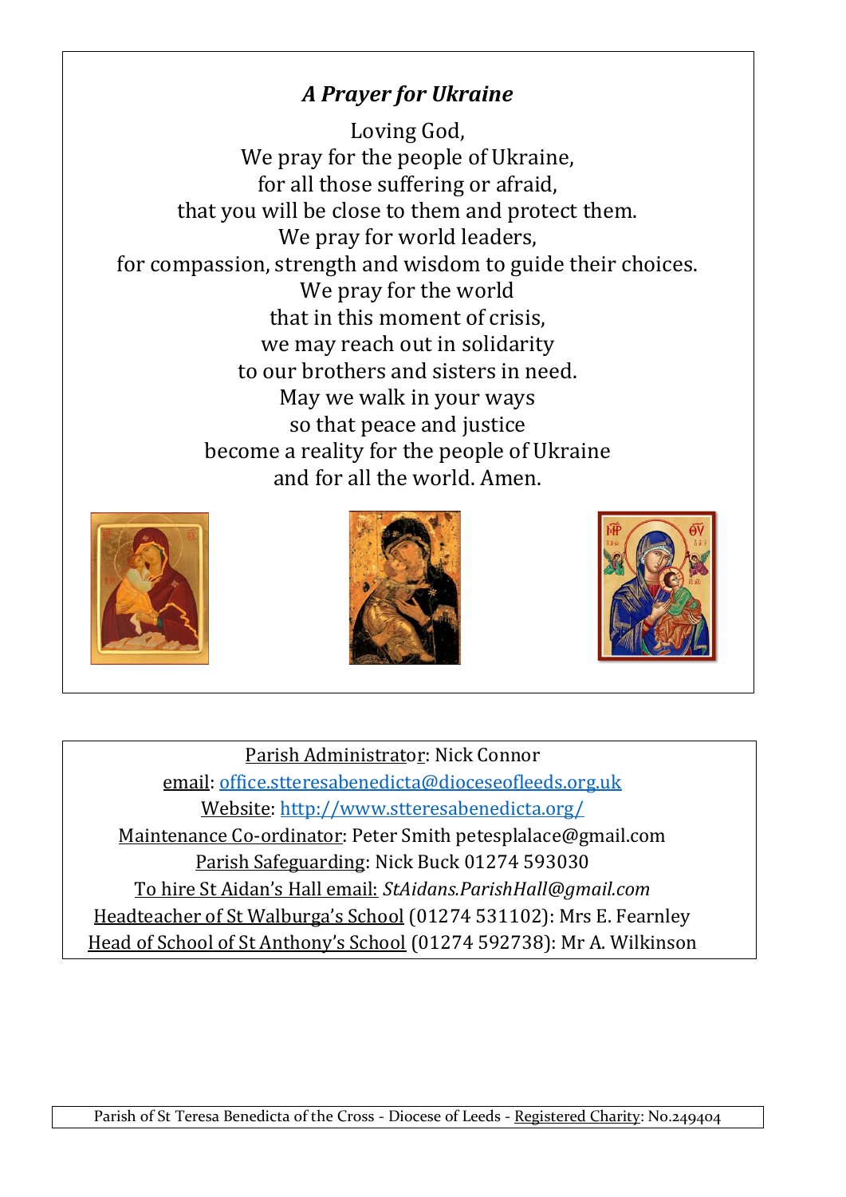## *A Prayer for Ukraine*

Loving God,
We pray for the people of Ukraine,
for all those suffering or afraid,
that you will be close to them and protect them.
We pray for world leaders,
for compassion, strength and wisdom to guide their choices.
We pray for the world
that in this moment of crisis,
we may reach out in solidarity
to our brothers and sisters in need.
May we walk in your ways
so that peace and justice
become a reality for the people of Ukraine
and for all the world. Amen.

Parish Administrator: Nick Connor
email: office.stteresabenedicta@dioceseofleeds.org.uk
Website: http://www.stteresabenedicta.org/
Maintenance Co-ordinator: Peter Smith petesplalace@gmail.com
Parish Safeguarding: Nick Buck 01274 593030
To hire St Aidan's Hall email: *StAidans.ParishHall@gmail.com*
Headteacher of St Walburga's School (01274 531102): Mrs E. Fearnley
Head of School of St Anthony's School (01274 592738): Mr A. Wilkinson

Parish of St Teresa Benedicta of the Cross - Diocese of Leeds - Registered Charity: No.249404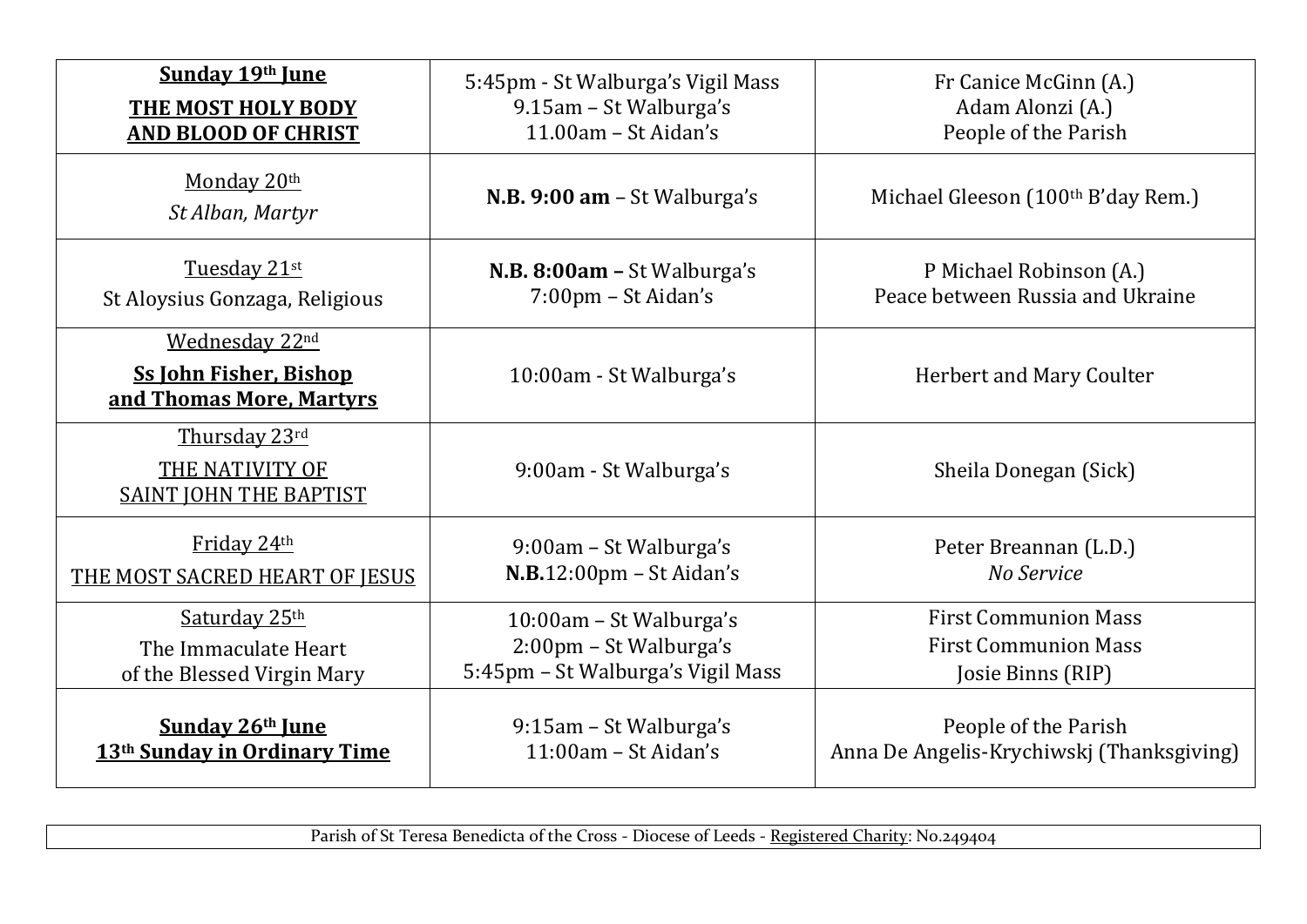| | | |
|---|---|---|
| **Sunday 19th June** **THE MOST HOLY BODY AND BLOOD OF CHRIST** | 5:45pm - St Walburga's Vigil Mass<br>9.15am – St Walburga's<br>11.00am – St Aidan's | Fr Canice McGinn (A.)<br>Adam Alonzi (A.)<br>People of the Parish |
| Monday 20th *St Alban, Martyr* | **N.B. 9:00 am** – St Walburga's | Michael Gleeson (100th B'day Rem.) |
| Tuesday 21st St Aloysius Gonzaga, Religious | **N.B. 8:00am –** St Walburga's<br>7:00pm – St Aidan's | P Michael Robinson (A.)<br>Peace between Russia and Ukraine |
| Wednesday 22nd **Ss John Fisher, Bishop and Thomas More, Martyrs** | 10:00am - St Walburga's | Herbert and Mary Coulter |
| Thursday 23rd THE NATIVITY OF SAINT JOHN THE BAPTIST | 9:00am - St Walburga's | Sheila Donegan (Sick) |
| Friday 24th THE MOST SACRED HEART OF JESUS | 9:00am – St Walburga's<br>**N.B.**12:00pm – St Aidan's | Peter Breannan (L.D.)<br>*No Service* |
| Saturday 25th The Immaculate Heart of the Blessed Virgin Mary | 10:00am – St Walburga's<br>2:00pm – St Walburga's<br>5:45pm – St Walburga's Vigil Mass | First Communion Mass<br>First Communion Mass<br>Josie Binns (RIP) |
| **Sunday 26th June** **13th Sunday in Ordinary Time** | 9:15am – St Walburga's<br>11:00am – St Aidan's | People of the Parish<br>Anna De Angelis-Krychiwskj (Thanksgiving) |

Parish of St Teresa Benedicta of the Cross - Diocese of Leeds - Registered Charity: No.249404